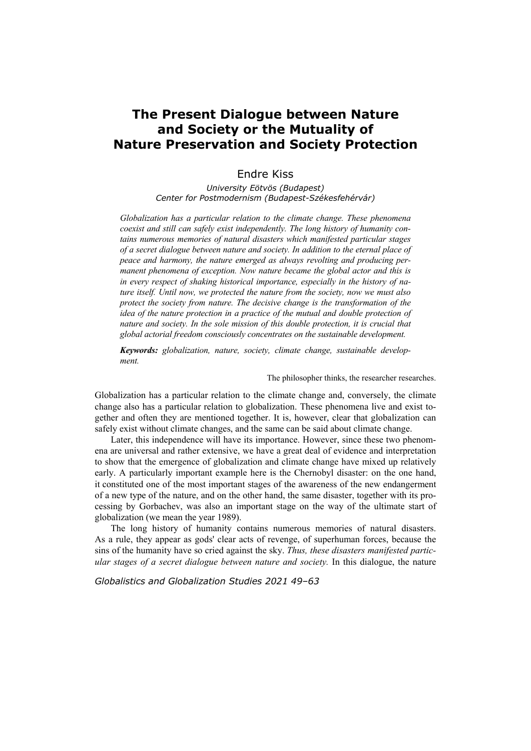# The Present Dialogue between Nature and Society or the Mutuality of Nature Preservation and Society Protection

Endre Kiss

*University Eötvös (Budapest)*
*Center for Postmodernism (Budapest-Székesfehérvár)*

*Globalization has a particular relation to the climate change. These phenomena coexist and still can safely exist independently. The long history of humanity contains numerous memories of natural disasters which manifested particular stages of a secret dialogue between nature and society. In addition to the eternal place of peace and harmony, the nature emerged as always revolting and producing permanent phenomena of exception. Now nature became the global actor and this is in every respect of shaking historical importance, especially in the history of nature itself. Until now, we protected the nature from the society, now we must also protect the society from nature. The decisive change is the transformation of the idea of the nature protection in a practice of the mutual and double protection of nature and society. In the sole mission of this double protection, it is crucial that global actorial freedom consciously concentrates on the sustainable development.*

***Keywords:*** *globalization, nature, society, climate change, sustainable development.*

The philosopher thinks, the researcher researches.

Globalization has a particular relation to the climate change and, conversely, the climate change also has a particular relation to globalization. These phenomena live and exist together and often they are mentioned together. It is, however, clear that globalization can safely exist without climate changes, and the same can be said about climate change.

Later, this independence will have its importance. However, since these two phenomena are universal and rather extensive, we have a great deal of evidence and interpretation to show that the emergence of globalization and climate change have mixed up relatively early. A particularly important example here is the Chernobyl disaster: on the one hand, it constituted one of the most important stages of the awareness of the new endangerment of a new type of the nature, and on the other hand, the same disaster, together with its processing by Gorbachev, was also an important stage on the way of the ultimate start of globalization (we mean the year 1989).

The long history of humanity contains numerous memories of natural disasters. As a rule, they appear as gods' clear acts of revenge, of superhuman forces, because the sins of the humanity have so cried against the sky. *Thus, these disasters manifested particular stages of a secret dialogue between nature and society.* In this dialogue, the nature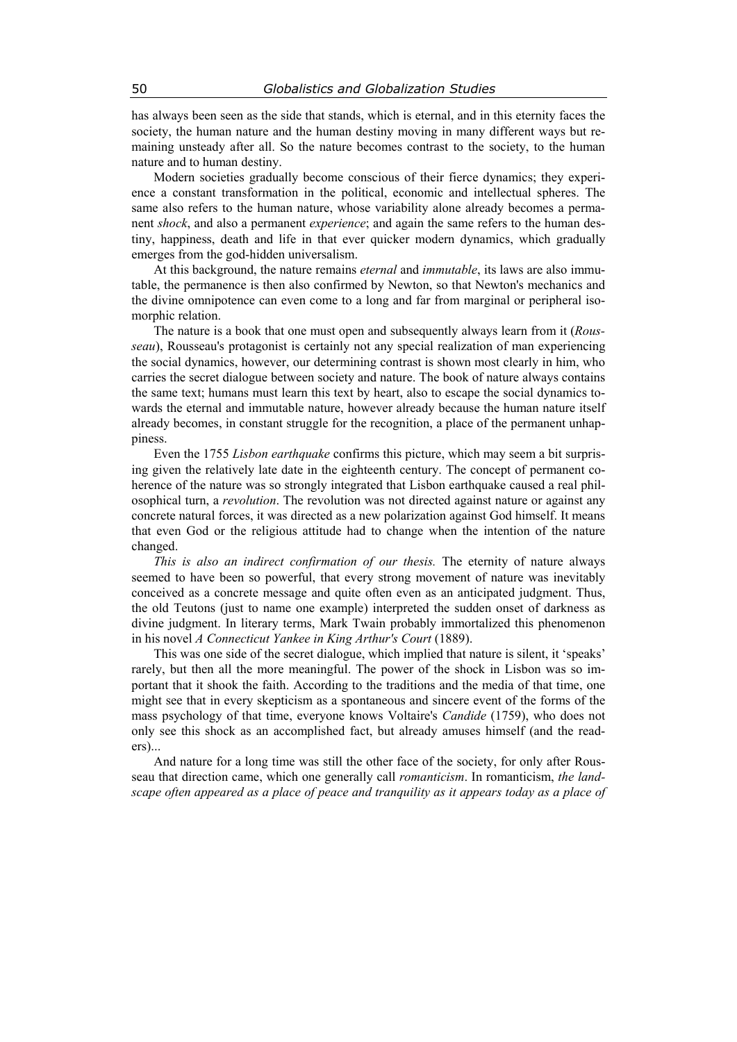has always been seen as the side that stands, which is eternal, and in this eternity faces the society, the human nature and the human destiny moving in many different ways but remaining unsteady after all. So the nature becomes contrast to the society, to the human nature and to human destiny.

Modern societies gradually become conscious of their fierce dynamics; they experience a constant transformation in the political, economic and intellectual spheres. The same also refers to the human nature, whose variability alone already becomes a permanent *shock*, and also a permanent *experience*; and again the same refers to the human destiny, happiness, death and life in that ever quicker modern dynamics, which gradually emerges from the god-hidden universalism.

At this background, the nature remains *eternal* and *immutable*, its laws are also immutable, the permanence is then also confirmed by Newton, so that Newton's mechanics and the divine omnipotence can even come to a long and far from marginal or peripheral isomorphic relation.

The nature is a book that one must open and subsequently always learn from it (*Rousseau*), Rousseau's protagonist is certainly not any special realization of man experiencing the social dynamics, however, our determining contrast is shown most clearly in him, who carries the secret dialogue between society and nature. The book of nature always contains the same text; humans must learn this text by heart, also to escape the social dynamics towards the eternal and immutable nature, however already because the human nature itself already becomes, in constant struggle for the recognition, a place of the permanent unhappiness.

Even the 1755 *Lisbon earthquake* confirms this picture, which may seem a bit surprising given the relatively late date in the eighteenth century. The concept of permanent coherence of the nature was so strongly integrated that Lisbon earthquake caused a real philosophical turn, a *revolution*. The revolution was not directed against nature or against any concrete natural forces, it was directed as a new polarization against God himself. It means that even God or the religious attitude had to change when the intention of the nature changed.

*This is also an indirect confirmation of our thesis.* The eternity of nature always seemed to have been so powerful, that every strong movement of nature was inevitably conceived as a concrete message and quite often even as an anticipated judgment. Thus, the old Teutons (just to name one example) interpreted the sudden onset of darkness as divine judgment. In literary terms, Mark Twain probably immortalized this phenomenon in his novel *A Connecticut Yankee in King Arthur's Court* (1889).

This was one side of the secret dialogue, which implied that nature is silent, it 'speaks' rarely, but then all the more meaningful. The power of the shock in Lisbon was so important that it shook the faith. According to the traditions and the media of that time, one might see that in every skepticism as a spontaneous and sincere event of the forms of the mass psychology of that time, everyone knows Voltaire's *Candide* (1759), who does not only see this shock as an accomplished fact, but already amuses himself (and the readers)...

And nature for a long time was still the other face of the society, for only after Rousseau that direction came, which one generally call *romanticism*. In romanticism, *the landscape often appeared as a place of peace and tranquility as it appears today as a place of*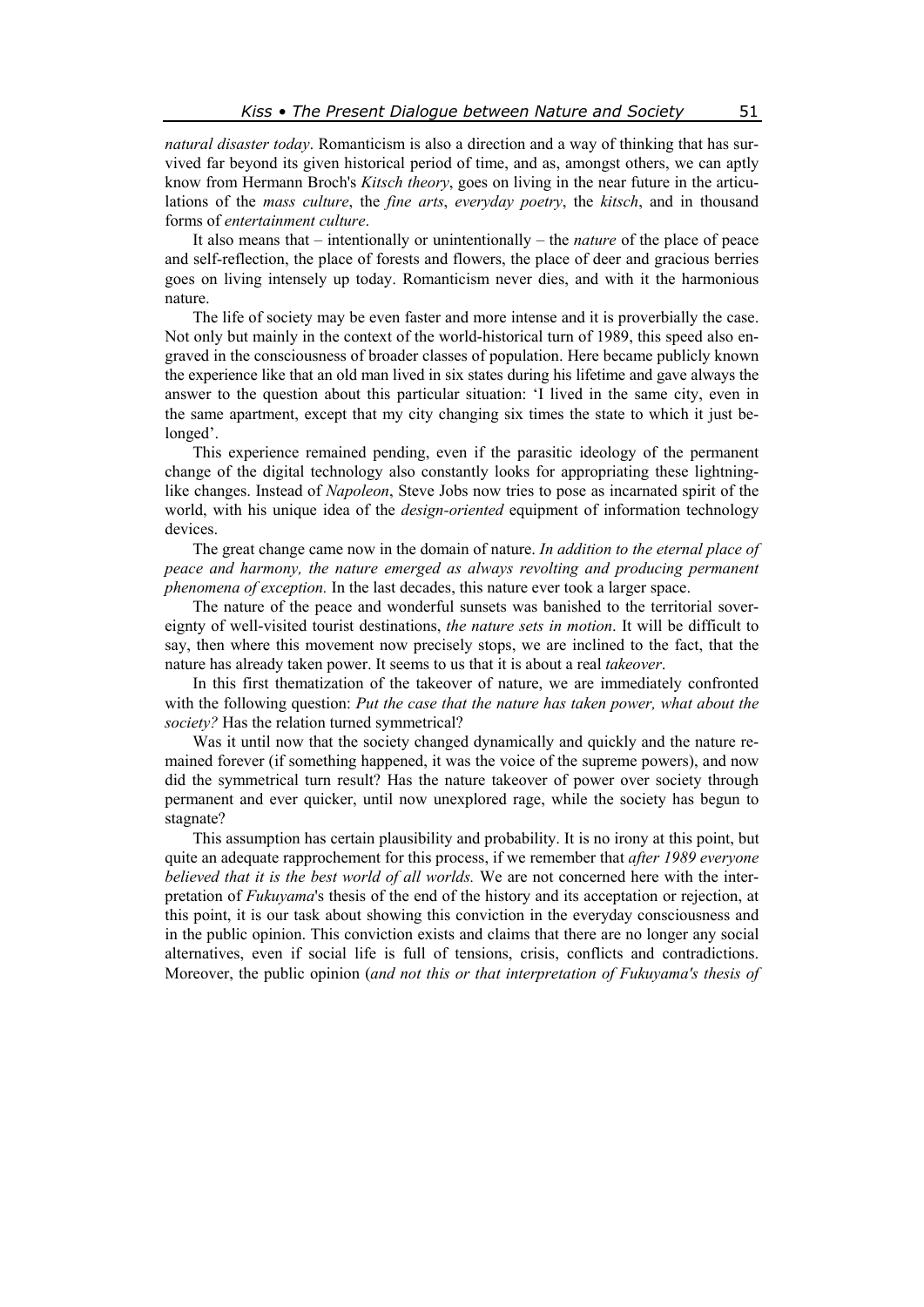*natural disaster today*. Romanticism is also a direction and a way of thinking that has survived far beyond its given historical period of time, and as, amongst others, we can aptly know from Hermann Broch's *Kitsch theory*, goes on living in the near future in the articulations of the *mass culture*, the *fine arts*, *everyday poetry*, the *kitsch*, and in thousand forms of *entertainment culture*.

It also means that – intentionally or unintentionally – the *nature* of the place of peace and self-reflection, the place of forests and flowers, the place of deer and gracious berries goes on living intensely up today. Romanticism never dies, and with it the harmonious nature.

The life of society may be even faster and more intense and it is proverbially the case. Not only but mainly in the context of the world-historical turn of 1989, this speed also engraved in the consciousness of broader classes of population. Here became publicly known the experience like that an old man lived in six states during his lifetime and gave always the answer to the question about this particular situation: 'I lived in the same city, even in the same apartment, except that my city changing six times the state to which it just belonged'.

This experience remained pending, even if the parasitic ideology of the permanent change of the digital technology also constantly looks for appropriating these lightning-like changes. Instead of *Napoleon*, Steve Jobs now tries to pose as incarnated spirit of the world, with his unique idea of the *design-oriented* equipment of information technology devices.

The great change came now in the domain of nature. *In addition to the eternal place of peace and harmony, the nature emerged as always revolting and producing permanent phenomena of exception.* In the last decades, this nature ever took a larger space.

The nature of the peace and wonderful sunsets was banished to the territorial sovereignty of well-visited tourist destinations, *the nature sets in motion*. It will be difficult to say, then where this movement now precisely stops, we are inclined to the fact, that the nature has already taken power. It seems to us that it is about a real *takeover*.

In this first thematization of the takeover of nature, we are immediately confronted with the following question: *Put the case that the nature has taken power, what about the society?* Has the relation turned symmetrical?

Was it until now that the society changed dynamically and quickly and the nature remained forever (if something happened, it was the voice of the supreme powers), and now did the symmetrical turn result? Has the nature takeover of power over society through permanent and ever quicker, until now unexplored rage, while the society has begun to stagnate?

This assumption has certain plausibility and probability. It is no irony at this point, but quite an adequate rapprochement for this process, if we remember that *after 1989 everyone believed that it is the best world of all worlds.* We are not concerned here with the interpretation of *Fukuyama*'s thesis of the end of the history and its acceptation or rejection, at this point, it is our task about showing this conviction in the everyday consciousness and in the public opinion. This conviction exists and claims that there are no longer any social alternatives, even if social life is full of tensions, crisis, conflicts and contradictions. Moreover, the public opinion (*and not this or that interpretation of Fukuyama's thesis of*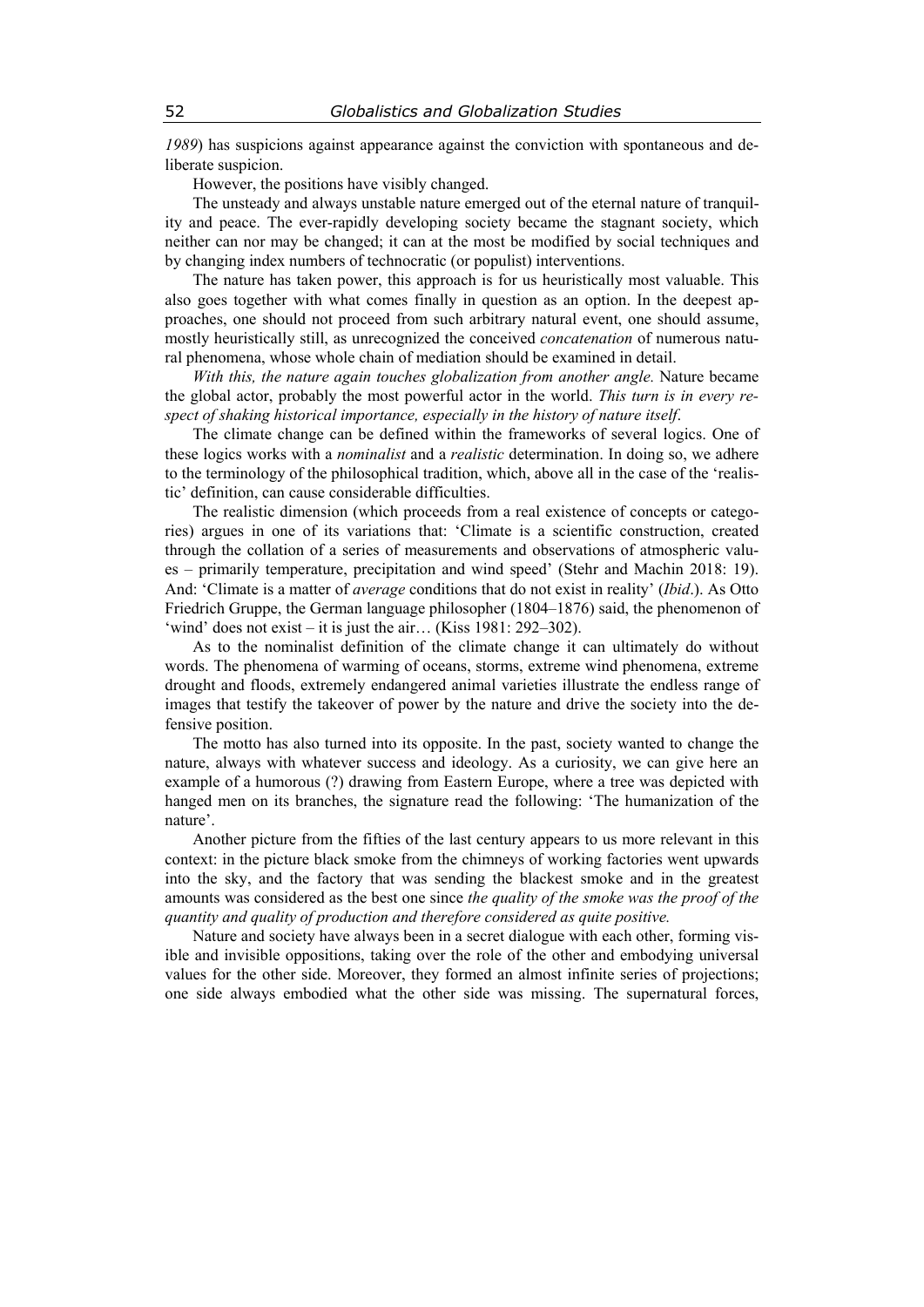*1989*) has suspicions against appearance against the conviction with spontaneous and deliberate suspicion.

However, the positions have visibly changed.

The unsteady and always unstable nature emerged out of the eternal nature of tranquility and peace. The ever-rapidly developing society became the stagnant society, which neither can nor may be changed; it can at the most be modified by social techniques and by changing index numbers of technocratic (or populist) interventions.

The nature has taken power, this approach is for us heuristically most valuable. This also goes together with what comes finally in question as an option. In the deepest approaches, one should not proceed from such arbitrary natural event, one should assume, mostly heuristically still, as unrecognized the conceived *concatenation* of numerous natural phenomena, whose whole chain of mediation should be examined in detail.

*With this, the nature again touches globalization from another angle.* Nature became the global actor, probably the most powerful actor in the world. *This turn is in every respect of shaking historical importance, especially in the history of nature itself*.

The climate change can be defined within the frameworks of several logics. One of these logics works with a *nominalist* and a *realistic* determination. In doing so, we adhere to the terminology of the philosophical tradition, which, above all in the case of the 'realistic' definition, can cause considerable difficulties.

The realistic dimension (which proceeds from a real existence of concepts or categories) argues in one of its variations that: 'Climate is a scientific construction, created through the collation of a series of measurements and observations of atmospheric values – primarily temperature, precipitation and wind speed' (Stehr and Machin 2018: 19). And: 'Climate is a matter of *average* conditions that do not exist in reality' (*Ibid*.). As Otto Friedrich Gruppe, the German language philosopher (1804–1876) said, the phenomenon of 'wind' does not exist – it is just the air… (Kiss 1981: 292–302).

As to the nominalist definition of the climate change it can ultimately do without words. The phenomena of warming of oceans, storms, extreme wind phenomena, extreme drought and floods, extremely endangered animal varieties illustrate the endless range of images that testify the takeover of power by the nature and drive the society into the defensive position.

The motto has also turned into its opposite. In the past, society wanted to change the nature, always with whatever success and ideology. As a curiosity, we can give here an example of a humorous (?) drawing from Eastern Europe, where a tree was depicted with hanged men on its branches, the signature read the following: 'The humanization of the nature'.

Another picture from the fifties of the last century appears to us more relevant in this context: in the picture black smoke from the chimneys of working factories went upwards into the sky, and the factory that was sending the blackest smoke and in the greatest amounts was considered as the best one since *the quality of the smoke was the proof of the quantity and quality of production and therefore considered as quite positive.*

Nature and society have always been in a secret dialogue with each other, forming visible and invisible oppositions, taking over the role of the other and embodying universal values for the other side. Moreover, they formed an almost infinite series of projections; one side always embodied what the other side was missing. The supernatural forces,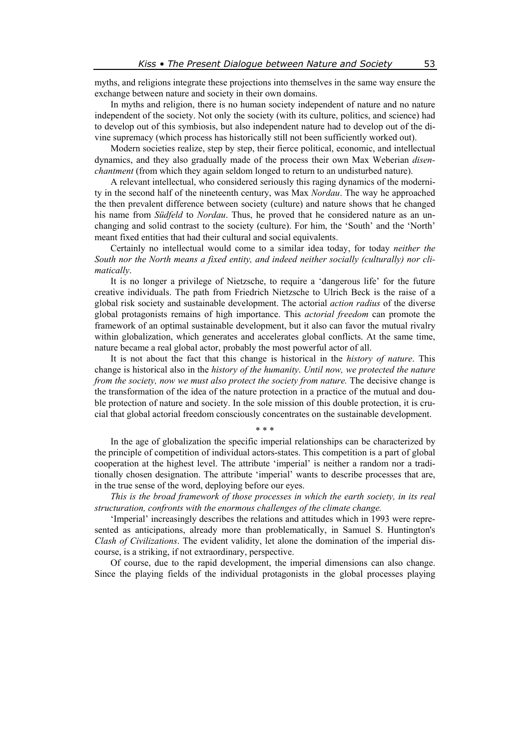myths, and religions integrate these projections into themselves in the same way ensure the exchange between nature and society in their own domains.

In myths and religion, there is no human society independent of nature and no nature independent of the society. Not only the society (with its culture, politics, and science) had to develop out of this symbiosis, but also independent nature had to develop out of the divine supremacy (which process has historically still not been sufficiently worked out).

Modern societies realize, step by step, their fierce political, economic, and intellectual dynamics, and they also gradually made of the process their own Max Weberian *disenchantment* (from which they again seldom longed to return to an undisturbed nature).

A relevant intellectual, who considered seriously this raging dynamics of the modernity in the second half of the nineteenth century, was Max *Nordau*. The way he approached the then prevalent difference between society (culture) and nature shows that he changed his name from *Südfeld* to *Nordau*. Thus, he proved that he considered nature as an unchanging and solid contrast to the society (culture). For him, the 'South' and the 'North' meant fixed entities that had their cultural and social equivalents.

Certainly no intellectual would come to a similar idea today, for today *neither the South nor the North means a fixed entity, and indeed neither socially (culturally) nor climatically*.

It is no longer a privilege of Nietzsche, to require a 'dangerous life' for the future creative individuals. The path from Friedrich Nietzsche to Ulrich Beck is the raise of a global risk society and sustainable development. The actorial *action radius* of the diverse global protagonists remains of high importance. This *actorial freedom* can promote the framework of an optimal sustainable development, but it also can favor the mutual rivalry within globalization, which generates and accelerates global conflicts. At the same time, nature became a real global actor, probably the most powerful actor of all.

It is not about the fact that this change is historical in the *history of nature*. This change is historical also in the *history of the humanity*. *Until now, we protected the nature from the society, now we must also protect the society from nature.* The decisive change is the transformation of the idea of the nature protection in a practice of the mutual and double protection of nature and society. In the sole mission of this double protection, it is crucial that global actorial freedom consciously concentrates on the sustainable development.

\* \* \*

In the age of globalization the specific imperial relationships can be characterized by the principle of competition of individual actors-states. This competition is a part of global cooperation at the highest level. The attribute 'imperial' is neither a random nor a traditionally chosen designation. The attribute 'imperial' wants to describe processes that are, in the true sense of the word, deploying before our eyes.

*This is the broad framework of those processes in which the earth society, in its real structuration, confronts with the enormous challenges of the climate change.*

'Imperial' increasingly describes the relations and attitudes which in 1993 were represented as anticipations, already more than problematically, in Samuel S. Huntington's *Clash of Civilizations*. The evident validity, let alone the domination of the imperial discourse, is a striking, if not extraordinary, perspective.

Of course, due to the rapid development, the imperial dimensions can also change. Since the playing fields of the individual protagonists in the global processes playing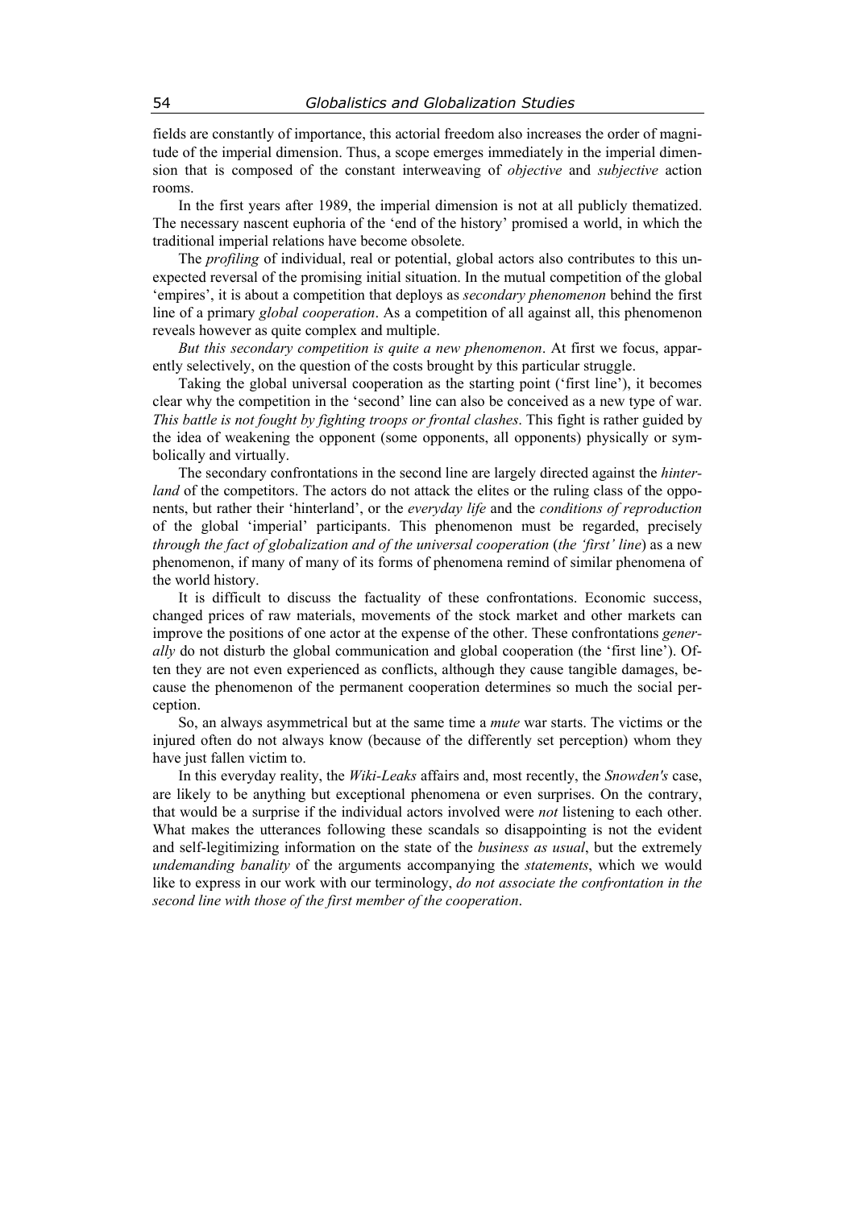fields are constantly of importance, this actorial freedom also increases the order of magnitude of the imperial dimension. Thus, a scope emerges immediately in the imperial dimension that is composed of the constant interweaving of *objective* and *subjective* action rooms.

In the first years after 1989, the imperial dimension is not at all publicly thematized. The necessary nascent euphoria of the 'end of the history' promised a world, in which the traditional imperial relations have become obsolete.

The *profiling* of individual, real or potential, global actors also contributes to this unexpected reversal of the promising initial situation. In the mutual competition of the global 'empires', it is about a competition that deploys as *secondary phenomenon* behind the first line of a primary *global cooperation*. As a competition of all against all, this phenomenon reveals however as quite complex and multiple.

*But this secondary competition is quite a new phenomenon*. At first we focus, apparently selectively, on the question of the costs brought by this particular struggle.

Taking the global universal cooperation as the starting point ('first line'), it becomes clear why the competition in the 'second' line can also be conceived as a new type of war. *This battle is not fought by fighting troops or frontal clashes*. This fight is rather guided by the idea of weakening the opponent (some opponents, all opponents) physically or symbolically and virtually.

The secondary confrontations in the second line are largely directed against the *hinterland* of the competitors. The actors do not attack the elites or the ruling class of the opponents, but rather their 'hinterland', or the *everyday life* and the *conditions of reproduction* of the global 'imperial' participants. This phenomenon must be regarded, precisely *through the fact of globalization and of the universal cooperation* (*the 'first' line*) as a new phenomenon, if many of many of its forms of phenomena remind of similar phenomena of the world history.

It is difficult to discuss the factuality of these confrontations. Economic success, changed prices of raw materials, movements of the stock market and other markets can improve the positions of one actor at the expense of the other. These confrontations *generally* do not disturb the global communication and global cooperation (the 'first line'). Often they are not even experienced as conflicts, although they cause tangible damages, because the phenomenon of the permanent cooperation determines so much the social perception.

So, an always asymmetrical but at the same time a *mute* war starts. The victims or the injured often do not always know (because of the differently set perception) whom they have just fallen victim to.

In this everyday reality, the *Wiki-Leaks* affairs and, most recently, the *Snowden's* case, are likely to be anything but exceptional phenomena or even surprises. On the contrary, that would be a surprise if the individual actors involved were *not* listening to each other. What makes the utterances following these scandals so disappointing is not the evident and self-legitimizing information on the state of the *business as usual*, but the extremely *undemanding banality* of the arguments accompanying the *statements*, which we would like to express in our work with our terminology, *do not associate the confrontation in the second line with those of the first member of the cooperation*.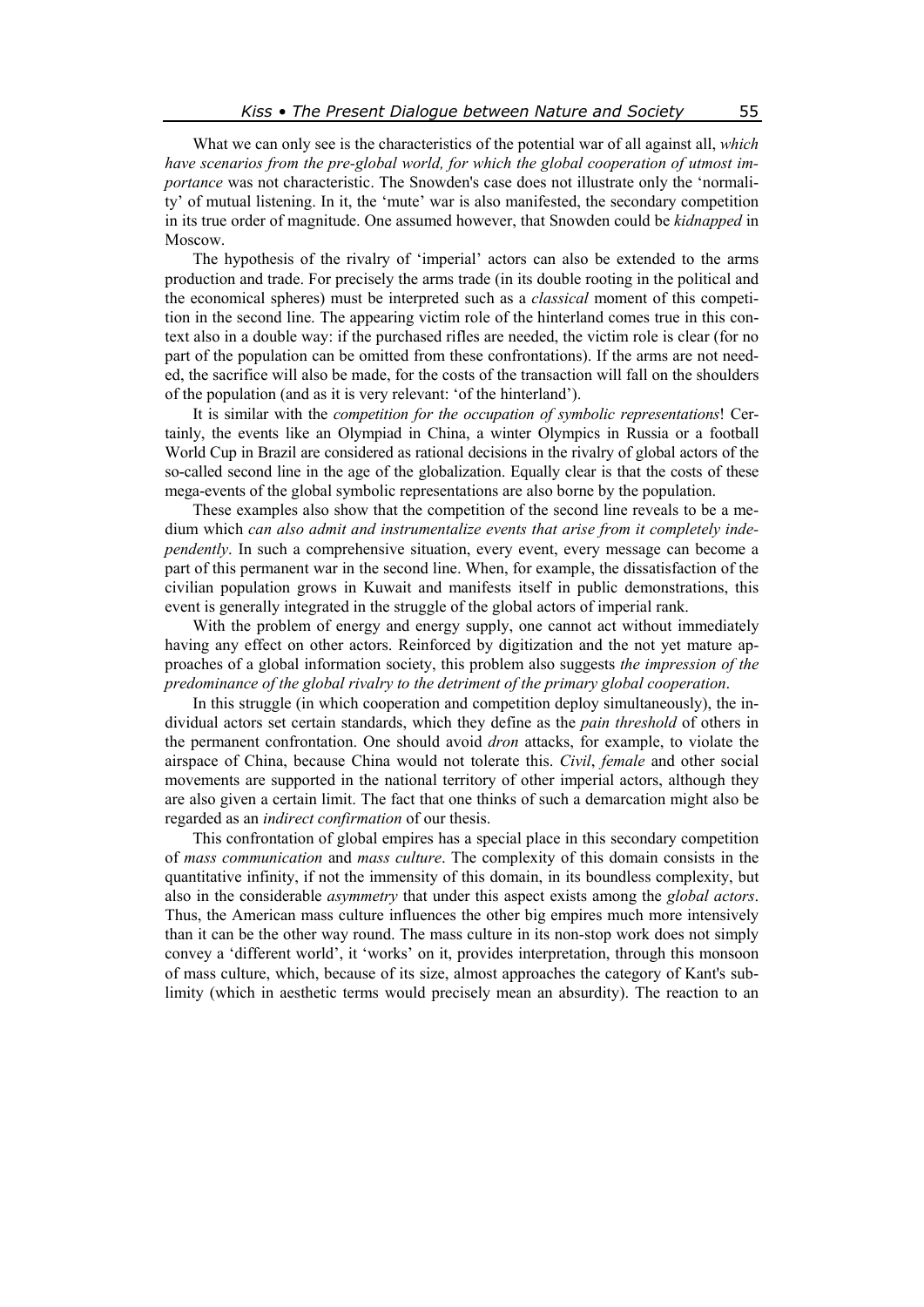What we can only see is the characteristics of the potential war of all against all, *which have scenarios from the pre-global world, for which the global cooperation of utmost importance* was not characteristic. The Snowden's case does not illustrate only the 'normality' of mutual listening. In it, the 'mute' war is also manifested, the secondary competition in its true order of magnitude. One assumed however, that Snowden could be *kidnapped* in Moscow.

The hypothesis of the rivalry of 'imperial' actors can also be extended to the arms production and trade. For precisely the arms trade (in its double rooting in the political and the economical spheres) must be interpreted such as a *classical* moment of this competition in the second line. The appearing victim role of the hinterland comes true in this context also in a double way: if the purchased rifles are needed, the victim role is clear (for no part of the population can be omitted from these confrontations). If the arms are not needed, the sacrifice will also be made, for the costs of the transaction will fall on the shoulders of the population (and as it is very relevant: 'of the hinterland').

It is similar with the *competition for the occupation of symbolic representations*! Certainly, the events like an Olympiad in China, a winter Olympics in Russia or a football World Cup in Brazil are considered as rational decisions in the rivalry of global actors of the so-called second line in the age of the globalization. Equally clear is that the costs of these mega-events of the global symbolic representations are also borne by the population.

These examples also show that the competition of the second line reveals to be a medium which *can also admit and instrumentalize events that arise from it completely independently*. In such a comprehensive situation, every event, every message can become a part of this permanent war in the second line. When, for example, the dissatisfaction of the civilian population grows in Kuwait and manifests itself in public demonstrations, this event is generally integrated in the struggle of the global actors of imperial rank.

With the problem of energy and energy supply, one cannot act without immediately having any effect on other actors. Reinforced by digitization and the not yet mature approaches of a global information society, this problem also suggests *the impression of the predominance of the global rivalry to the detriment of the primary global cooperation*.

In this struggle (in which cooperation and competition deploy simultaneously), the individual actors set certain standards, which they define as the *pain threshold* of others in the permanent confrontation. One should avoid *dron* attacks, for example, to violate the airspace of China, because China would not tolerate this. *Civil*, *female* and other social movements are supported in the national territory of other imperial actors, although they are also given a certain limit. The fact that one thinks of such a demarcation might also be regarded as an *indirect confirmation* of our thesis.

This confrontation of global empires has a special place in this secondary competition of *mass communication* and *mass culture*. The complexity of this domain consists in the quantitative infinity, if not the immensity of this domain, in its boundless complexity, but also in the considerable *asymmetry* that under this aspect exists among the *global actors*. Thus, the American mass culture influences the other big empires much more intensively than it can be the other way round. The mass culture in its non-stop work does not simply convey a 'different world', it 'works' on it, provides interpretation, through this monsoon of mass culture, which, because of its size, almost approaches the category of Kant's sublimity (which in aesthetic terms would precisely mean an absurdity). The reaction to an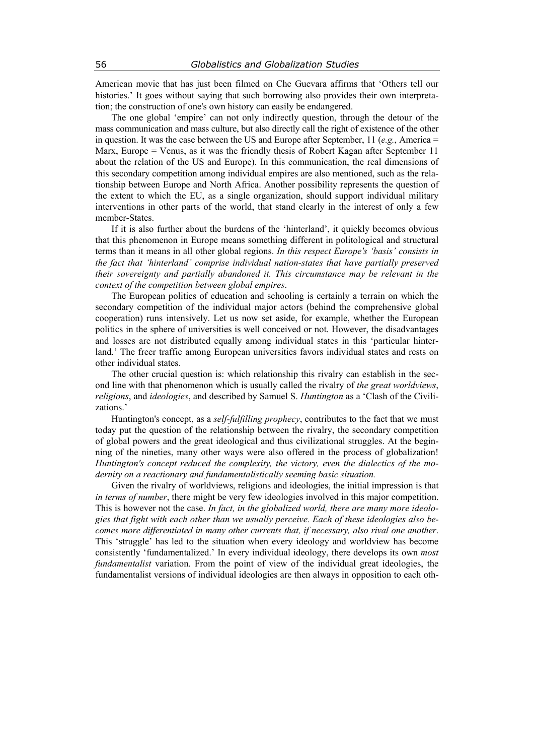American movie that has just been filmed on Che Guevara affirms that 'Others tell our histories.' It goes without saying that such borrowing also provides their own interpretation; the construction of one's own history can easily be endangered.

The one global 'empire' can not only indirectly question, through the detour of the mass communication and mass culture, but also directly call the right of existence of the other in question. It was the case between the US and Europe after September, 11 (*e.g.*, America = Marx, Europe = Venus, as it was the friendly thesis of Robert Kagan after September 11 about the relation of the US and Europe). In this communication, the real dimensions of this secondary competition among individual empires are also mentioned, such as the relationship between Europe and North Africa. Another possibility represents the question of the extent to which the EU, as a single organization, should support individual military interventions in other parts of the world, that stand clearly in the interest of only a few member-States.

If it is also further about the burdens of the 'hinterland', it quickly becomes obvious that this phenomenon in Europe means something different in politological and structural terms than it means in all other global regions. *In this respect Europe's 'basis' consists in the fact that 'hinterland' comprise individual nation-states that have partially preserved their sovereignty and partially abandoned it. This circumstance may be relevant in the context of the competition between global empires*.

The European politics of education and schooling is certainly a terrain on which the secondary competition of the individual major actors (behind the comprehensive global cooperation) runs intensively. Let us now set aside, for example, whether the European politics in the sphere of universities is well conceived or not. However, the disadvantages and losses are not distributed equally among individual states in this 'particular hinterland.' The freer traffic among European universities favors individual states and rests on other individual states.

The other crucial question is: which relationship this rivalry can establish in the second line with that phenomenon which is usually called the rivalry of *the great worldviews*, *religions*, and *ideologies*, and described by Samuel S. *Huntington* as a 'Clash of the Civilizations.'

Huntington's concept, as a *self-fulfilling prophecy*, contributes to the fact that we must today put the question of the relationship between the rivalry, the secondary competition of global powers and the great ideological and thus civilizational struggles. At the beginning of the nineties, many other ways were also offered in the process of globalization! *Huntington's concept reduced the complexity, the victory, even the dialectics of the modernity on a reactionary and fundamentalistically seeming basic situation.*

Given the rivalry of worldviews, religions and ideologies, the initial impression is that *in terms of number*, there might be very few ideologies involved in this major competition. This is however not the case. *In fact, in the globalized world, there are many more ideologies that fight with each other than we usually perceive. Each of these ideologies also becomes more differentiated in many other currents that, if necessary, also rival one another*. This 'struggle' has led to the situation when every ideology and worldview has become consistently 'fundamentalized.' In every individual ideology, there develops its own *most fundamentalist* variation. From the point of view of the individual great ideologies, the fundamentalist versions of individual ideologies are then always in opposition to each oth-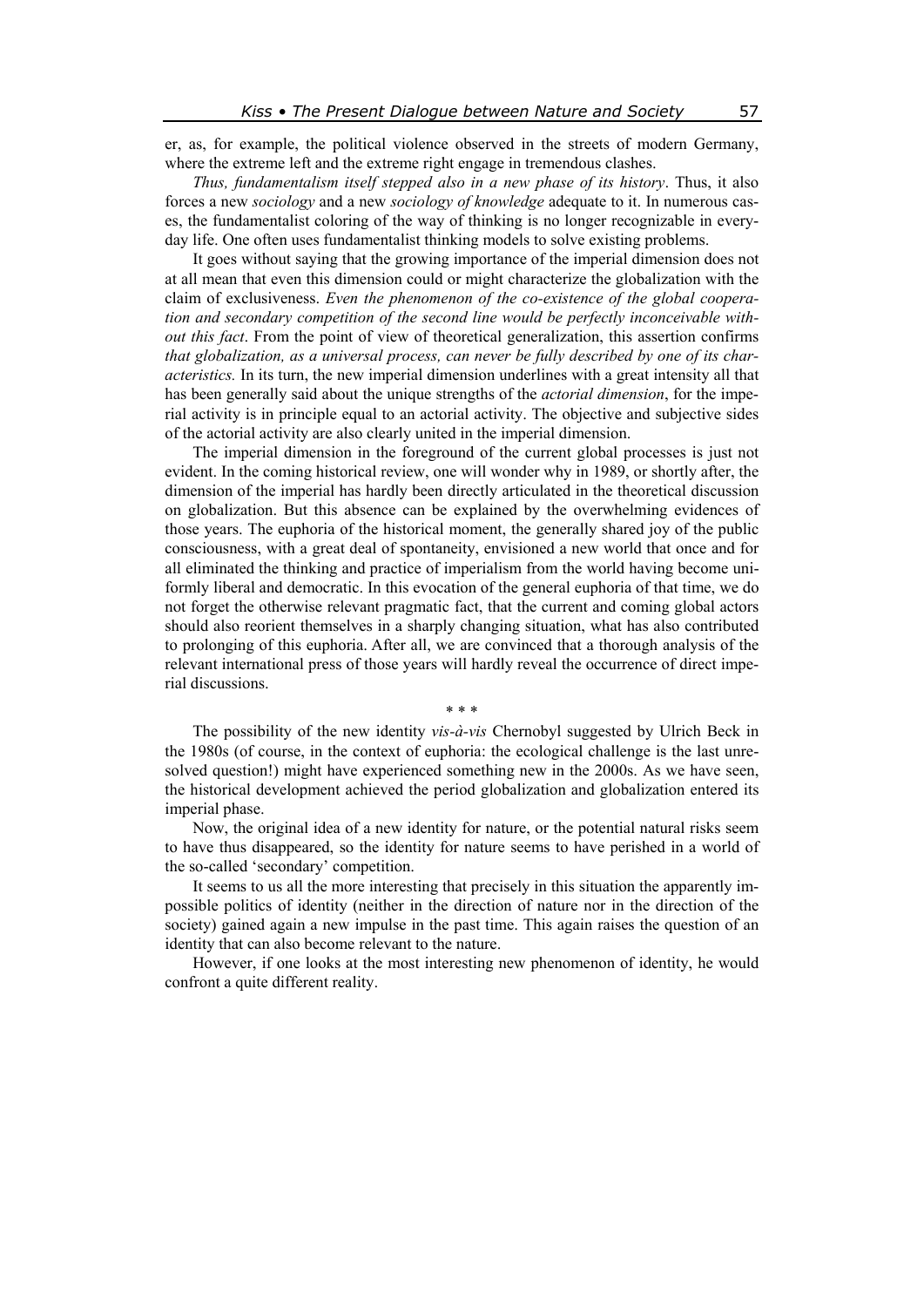er, as, for example, the political violence observed in the streets of modern Germany, where the extreme left and the extreme right engage in tremendous clashes.

*Thus, fundamentalism itself stepped also in a new phase of its history*. Thus, it also forces a new *sociology* and a new *sociology of knowledge* adequate to it. In numerous cases, the fundamentalist coloring of the way of thinking is no longer recognizable in everyday life. One often uses fundamentalist thinking models to solve existing problems.

It goes without saying that the growing importance of the imperial dimension does not at all mean that even this dimension could or might characterize the globalization with the claim of exclusiveness. *Even the phenomenon of the co-existence of the global cooperation and secondary competition of the second line would be perfectly inconceivable without this fact*. From the point of view of theoretical generalization, this assertion confirms *that globalization, as a universal process, can never be fully described by one of its characteristics.* In its turn, the new imperial dimension underlines with a great intensity all that has been generally said about the unique strengths of the *actorial dimension*, for the imperial activity is in principle equal to an actorial activity. The objective and subjective sides of the actorial activity are also clearly united in the imperial dimension.

The imperial dimension in the foreground of the current global processes is just not evident. In the coming historical review, one will wonder why in 1989, or shortly after, the dimension of the imperial has hardly been directly articulated in the theoretical discussion on globalization. But this absence can be explained by the overwhelming evidences of those years. The euphoria of the historical moment, the generally shared joy of the public consciousness, with a great deal of spontaneity, envisioned a new world that once and for all eliminated the thinking and practice of imperialism from the world having become uniformly liberal and democratic. In this evocation of the general euphoria of that time, we do not forget the otherwise relevant pragmatic fact, that the current and coming global actors should also reorient themselves in a sharply changing situation, what has also contributed to prolonging of this euphoria. After all, we are convinced that a thorough analysis of the relevant international press of those years will hardly reveal the occurrence of direct imperial discussions.

\* \* \*

The possibility of the new identity *vis-à-vis* Chernobyl suggested by Ulrich Beck in the 1980s (of course, in the context of euphoria: the ecological challenge is the last unresolved question!) might have experienced something new in the 2000s. As we have seen, the historical development achieved the period globalization and globalization entered its imperial phase.

Now, the original idea of a new identity for nature, or the potential natural risks seem to have thus disappeared, so the identity for nature seems to have perished in a world of the so-called 'secondary' competition.

It seems to us all the more interesting that precisely in this situation the apparently impossible politics of identity (neither in the direction of nature nor in the direction of the society) gained again a new impulse in the past time. This again raises the question of an identity that can also become relevant to the nature.

However, if one looks at the most interesting new phenomenon of identity, he would confront a quite different reality.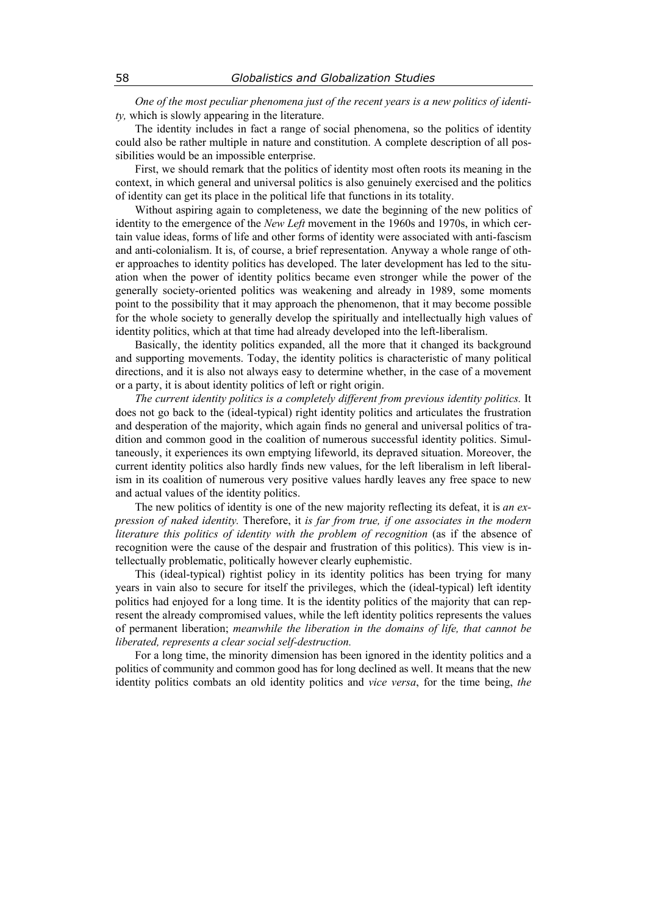*One of the most peculiar phenomena just of the recent years is a new politics of identity,* which is slowly appearing in the literature.

The identity includes in fact a range of social phenomena, so the politics of identity could also be rather multiple in nature and constitution. A complete description of all possibilities would be an impossible enterprise.

First, we should remark that the politics of identity most often roots its meaning in the context, in which general and universal politics is also genuinely exercised and the politics of identity can get its place in the political life that functions in its totality.

Without aspiring again to completeness, we date the beginning of the new politics of identity to the emergence of the *New Left* movement in the 1960s and 1970s, in which certain value ideas, forms of life and other forms of identity were associated with anti-fascism and anti-colonialism. It is, of course, a brief representation. Anyway a whole range of other approaches to identity politics has developed. The later development has led to the situation when the power of identity politics became even stronger while the power of the generally society-oriented politics was weakening and already in 1989, some moments point to the possibility that it may approach the phenomenon, that it may become possible for the whole society to generally develop the spiritually and intellectually high values of identity politics, which at that time had already developed into the left-liberalism.

Basically, the identity politics expanded, all the more that it changed its background and supporting movements. Today, the identity politics is characteristic of many political directions, and it is also not always easy to determine whether, in the case of a movement or a party, it is about identity politics of left or right origin.

*The current identity politics is a completely different from previous identity politics.* It does not go back to the (ideal-typical) right identity politics and articulates the frustration and desperation of the majority, which again finds no general and universal politics of tradition and common good in the coalition of numerous successful identity politics. Simultaneously, it experiences its own emptying lifeworld, its depraved situation. Moreover, the current identity politics also hardly finds new values, for the left liberalism in left liberalism in its coalition of numerous very positive values hardly leaves any free space to new and actual values of the identity politics.

The new politics of identity is one of the new majority reflecting its defeat, it is *an expression of naked identity.* Therefore, it *is far from true, if one associates in the modern literature this politics of identity with the problem of recognition* (as if the absence of recognition were the cause of the despair and frustration of this politics). This view is intellectually problematic, politically however clearly euphemistic.

This (ideal-typical) rightist policy in its identity politics has been trying for many years in vain also to secure for itself the privileges, which the (ideal-typical) left identity politics had enjoyed for a long time. It is the identity politics of the majority that can represent the already compromised values, while the left identity politics represents the values of permanent liberation; *meanwhile the liberation in the domains of life, that cannot be liberated, represents a clear social self-destruction.*

For a long time, the minority dimension has been ignored in the identity politics and a politics of community and common good has for long declined as well. It means that the new identity politics combats an old identity politics and *vice versa*, for the time being, *the*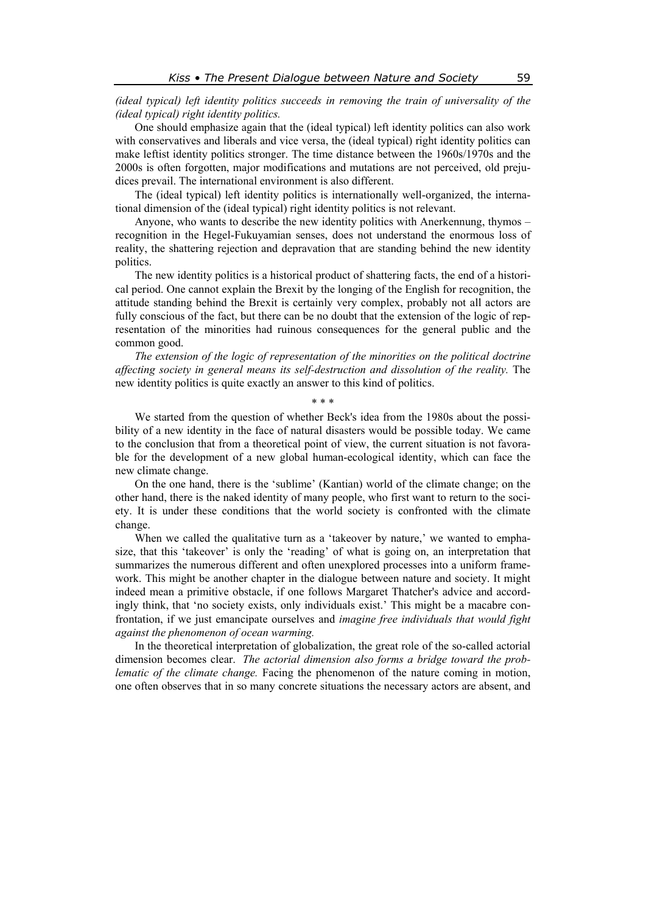*(ideal typical) left identity politics succeeds in removing the train of universality of the (ideal typical) right identity politics.*

One should emphasize again that the (ideal typical) left identity politics can also work with conservatives and liberals and vice versa, the (ideal typical) right identity politics can make leftist identity politics stronger. The time distance between the 1960s/1970s and the 2000s is often forgotten, major modifications and mutations are not perceived, old prejudices prevail. The international environment is also different.

The (ideal typical) left identity politics is internationally well-organized, the international dimension of the (ideal typical) right identity politics is not relevant.

Anyone, who wants to describe the new identity politics with Anerkennung, thymos – recognition in the Hegel-Fukuyamian senses, does not understand the enormous loss of reality, the shattering rejection and depravation that are standing behind the new identity politics.

The new identity politics is a historical product of shattering facts, the end of a historical period. One cannot explain the Brexit by the longing of the English for recognition, the attitude standing behind the Brexit is certainly very complex, probably not all actors are fully conscious of the fact, but there can be no doubt that the extension of the logic of representation of the minorities had ruinous consequences for the general public and the common good.

*The extension of the logic of representation of the minorities on the political doctrine affecting society in general means its self-destruction and dissolution of the reality.* The new identity politics is quite exactly an answer to this kind of politics.

\* \* \*

We started from the question of whether Beck's idea from the 1980s about the possibility of a new identity in the face of natural disasters would be possible today. We came to the conclusion that from a theoretical point of view, the current situation is not favorable for the development of a new global human-ecological identity, which can face the new climate change.

On the one hand, there is the 'sublime' (Kantian) world of the climate change; on the other hand, there is the naked identity of many people, who first want to return to the society. It is under these conditions that the world society is confronted with the climate change.

When we called the qualitative turn as a 'takeover by nature,' we wanted to emphasize, that this 'takeover' is only the 'reading' of what is going on, an interpretation that summarizes the numerous different and often unexplored processes into a uniform framework. This might be another chapter in the dialogue between nature and society. It might indeed mean a primitive obstacle, if one follows Margaret Thatcher's advice and accordingly think, that 'no society exists, only individuals exist.' This might be a macabre confrontation, if we just emancipate ourselves and *imagine free individuals that would fight against the phenomenon of ocean warming.*

In the theoretical interpretation of globalization, the great role of the so-called actorial dimension becomes clear. *The actorial dimension also forms a bridge toward the problematic of the climate change.* Facing the phenomenon of the nature coming in motion, one often observes that in so many concrete situations the necessary actors are absent, and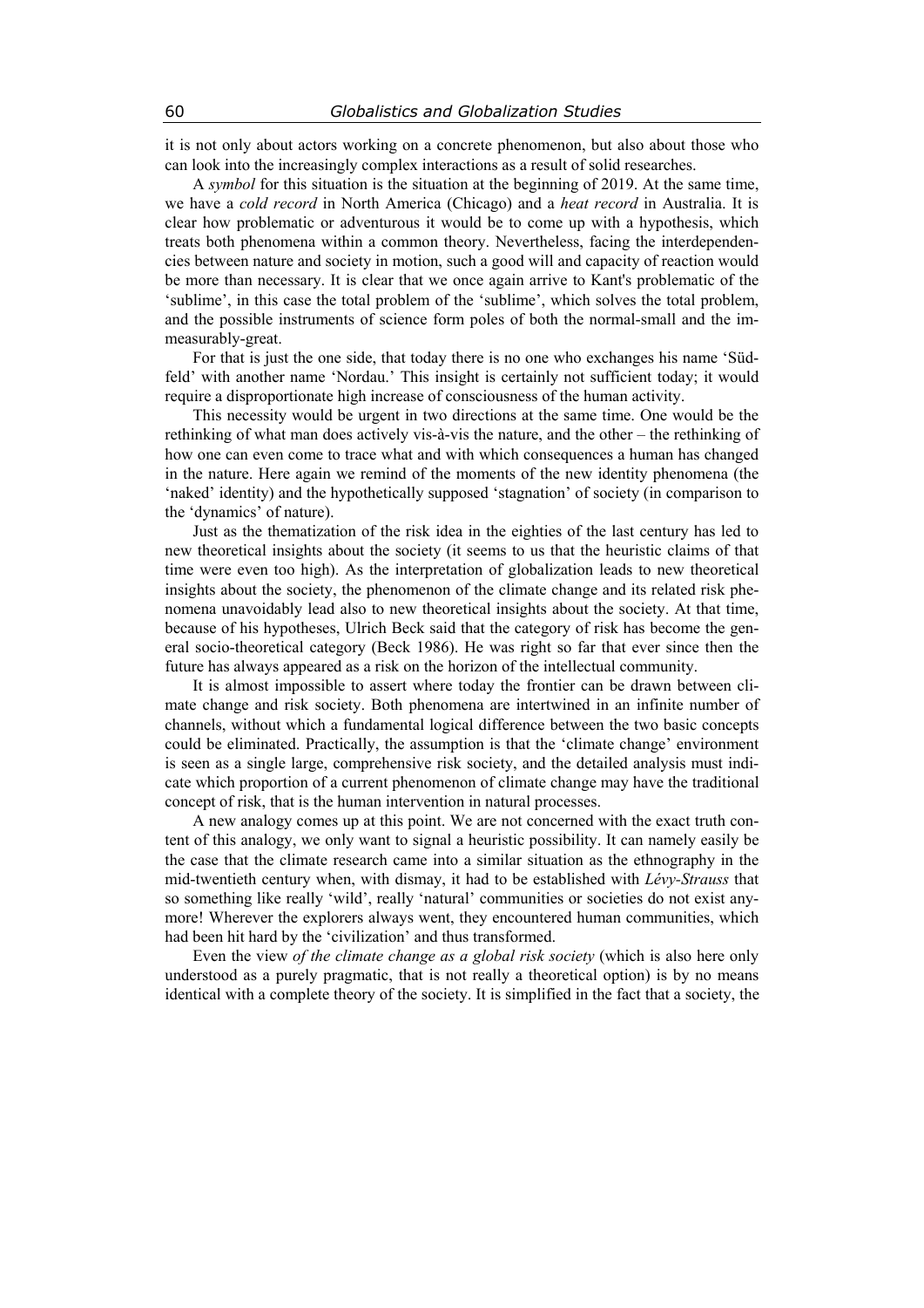it is not only about actors working on a concrete phenomenon, but also about those who can look into the increasingly complex interactions as a result of solid researches.

A *symbol* for this situation is the situation at the beginning of 2019. At the same time, we have a *cold record* in North America (Chicago) and a *heat record* in Australia. It is clear how problematic or adventurous it would be to come up with a hypothesis, which treats both phenomena within a common theory. Nevertheless, facing the interdependencies between nature and society in motion, such a good will and capacity of reaction would be more than necessary. It is clear that we once again arrive to Kant's problematic of the 'sublime', in this case the total problem of the 'sublime', which solves the total problem, and the possible instruments of science form poles of both the normal-small and the immeasurably-great.

For that is just the one side, that today there is no one who exchanges his name 'Südfeld' with another name 'Nordau.' This insight is certainly not sufficient today; it would require a disproportionate high increase of consciousness of the human activity.

This necessity would be urgent in two directions at the same time. One would be the rethinking of what man does actively vis-à-vis the nature, and the other – the rethinking of how one can even come to trace what and with which consequences a human has changed in the nature. Here again we remind of the moments of the new identity phenomena (the 'naked' identity) and the hypothetically supposed 'stagnation' of society (in comparison to the 'dynamics' of nature).

Just as the thematization of the risk idea in the eighties of the last century has led to new theoretical insights about the society (it seems to us that the heuristic claims of that time were even too high). As the interpretation of globalization leads to new theoretical insights about the society, the phenomenon of the climate change and its related risk phenomena unavoidably lead also to new theoretical insights about the society. At that time, because of his hypotheses, Ulrich Beck said that the category of risk has become the general socio-theoretical category (Beck 1986). He was right so far that ever since then the future has always appeared as a risk on the horizon of the intellectual community.

It is almost impossible to assert where today the frontier can be drawn between climate change and risk society. Both phenomena are intertwined in an infinite number of channels, without which a fundamental logical difference between the two basic concepts could be eliminated. Practically, the assumption is that the 'climate change' environment is seen as a single large, comprehensive risk society, and the detailed analysis must indicate which proportion of a current phenomenon of climate change may have the traditional concept of risk, that is the human intervention in natural processes.

A new analogy comes up at this point. We are not concerned with the exact truth content of this analogy, we only want to signal a heuristic possibility. It can namely easily be the case that the climate research came into a similar situation as the ethnography in the mid-twentieth century when, with dismay, it had to be established with *Lévy-Strauss* that so something like really 'wild', really 'natural' communities or societies do not exist anymore! Wherever the explorers always went, they encountered human communities, which had been hit hard by the 'civilization' and thus transformed.

Even the view *of the climate change as a global risk society* (which is also here only understood as a purely pragmatic, that is not really a theoretical option) is by no means identical with a complete theory of the society. It is simplified in the fact that a society, the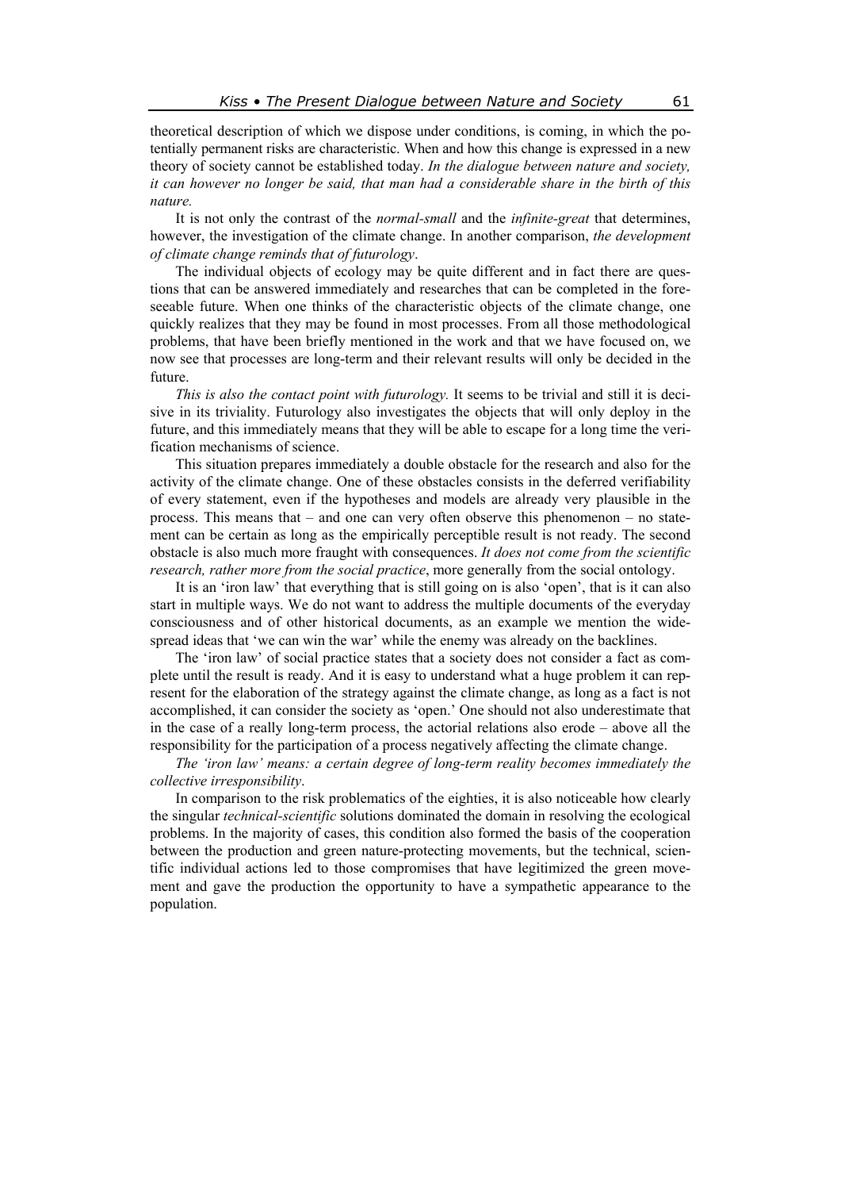theoretical description of which we dispose under conditions, is coming, in which the potentially permanent risks are characteristic. When and how this change is expressed in a new theory of society cannot be established today. *In the dialogue between nature and society, it can however no longer be said, that man had a considerable share in the birth of this nature.*

It is not only the contrast of the *normal-small* and the *infinite-great* that determines, however, the investigation of the climate change. In another comparison, *the development of climate change reminds that of futurology*.

The individual objects of ecology may be quite different and in fact there are questions that can be answered immediately and researches that can be completed in the foreseeable future. When one thinks of the characteristic objects of the climate change, one quickly realizes that they may be found in most processes. From all those methodological problems, that have been briefly mentioned in the work and that we have focused on, we now see that processes are long-term and their relevant results will only be decided in the future.

*This is also the contact point with futurology.* It seems to be trivial and still it is decisive in its triviality. Futurology also investigates the objects that will only deploy in the future, and this immediately means that they will be able to escape for a long time the verification mechanisms of science.

This situation prepares immediately a double obstacle for the research and also for the activity of the climate change. One of these obstacles consists in the deferred verifiability of every statement, even if the hypotheses and models are already very plausible in the process. This means that – and one can very often observe this phenomenon – no statement can be certain as long as the empirically perceptible result is not ready. The second obstacle is also much more fraught with consequences. *It does not come from the scientific research, rather more from the social practice*, more generally from the social ontology.

It is an 'iron law' that everything that is still going on is also 'open', that is it can also start in multiple ways. We do not want to address the multiple documents of the everyday consciousness and of other historical documents, as an example we mention the widespread ideas that 'we can win the war' while the enemy was already on the backlines.

The 'iron law' of social practice states that a society does not consider a fact as complete until the result is ready. And it is easy to understand what a huge problem it can represent for the elaboration of the strategy against the climate change, as long as a fact is not accomplished, it can consider the society as 'open.' One should not also underestimate that in the case of a really long-term process, the actorial relations also erode – above all the responsibility for the participation of a process negatively affecting the climate change.

*The 'iron law' means: a certain degree of long-term reality becomes immediately the collective irresponsibility*.

In comparison to the risk problematics of the eighties, it is also noticeable how clearly the singular *technical-scientific* solutions dominated the domain in resolving the ecological problems. In the majority of cases, this condition also formed the basis of the cooperation between the production and green nature-protecting movements, but the technical, scientific individual actions led to those compromises that have legitimized the green movement and gave the production the opportunity to have a sympathetic appearance to the population.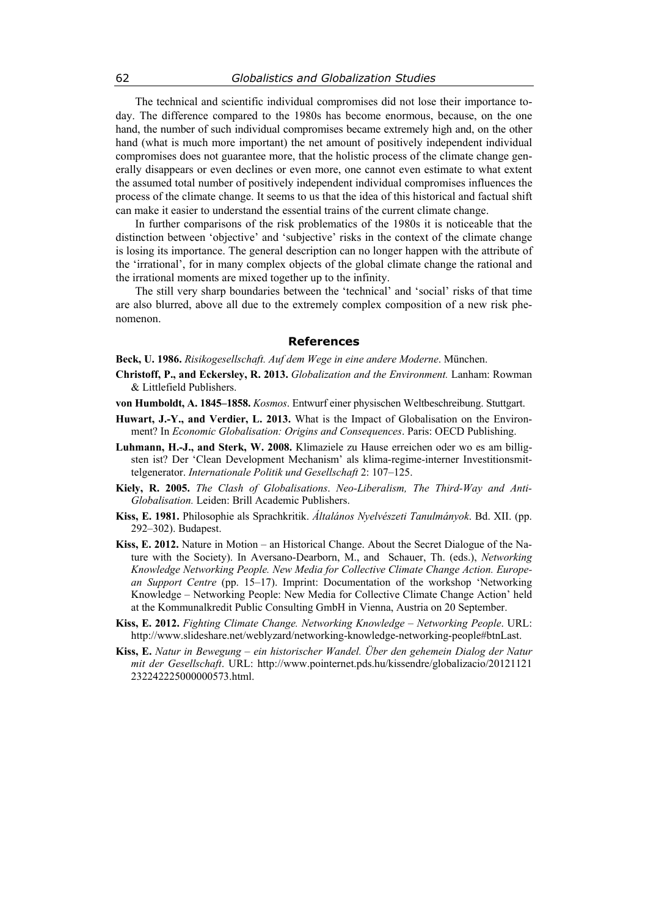The technical and scientific individual compromises did not lose their importance today. The difference compared to the 1980s has become enormous, because, on the one hand, the number of such individual compromises became extremely high and, on the other hand (what is much more important) the net amount of positively independent individual compromises does not guarantee more, that the holistic process of the climate change generally disappears or even declines or even more, one cannot even estimate to what extent the assumed total number of positively independent individual compromises influences the process of the climate change. It seems to us that the idea of this historical and factual shift can make it easier to understand the essential trains of the current climate change.

In further comparisons of the risk problematics of the 1980s it is noticeable that the distinction between 'objective' and 'subjective' risks in the context of the climate change is losing its importance. The general description can no longer happen with the attribute of the 'irrational', for in many complex objects of the global climate change the rational and the irrational moments are mixed together up to the infinity.

The still very sharp boundaries between the 'technical' and 'social' risks of that time are also blurred, above all due to the extremely complex composition of a new risk phenomenon.

## References

**Beck, U. 1986.** *Risikogesellschaft. Auf dem Wege in eine andere Moderne*. München.

**Christoff, P., and Eckersley, R. 2013.** *Globalization and the Environment.* Lanham: Rowman & Littlefield Publishers.

**von Humboldt, A. 1845–1858.** *Kosmos*. Entwurf einer physischen Weltbeschreibung. Stuttgart.

**Huwart, J.-Y., and Verdier, L. 2013.** What is the Impact of Globalisation on the Environment? In *Economic Globalisation: Origins and Consequences*. Paris: OECD Publishing.

**Luhmann, H.-J., and Sterk, W. 2008.** Klimaziele zu Hause erreichen oder wo es am billigsten ist? Der 'Clean Development Mechanism' als klima-regime-interner Investitionsmittelgenerator. *Internationale Politik und Gesellschaft* 2: 107–125.

**Kiely, R. 2005.** *The Clash of Globalisations*. *Neo-Liberalism, The Third-Way and Anti-Globalisation.* Leiden: Brill Academic Publishers.

**Kiss, E. 1981.** Philosophie als Sprachkritik. *Általános Nyelvészeti Tanulmányok*. Bd. XII. (pp. 292–302). Budapest.

**Kiss, E. 2012.** Nature in Motion – an Historical Change. About the Secret Dialogue of the Nature with the Society). In Aversano-Dearborn, M., and Schauer, Th. (eds.), *Networking Knowledge Networking People. New Media for Collective Climate Change Action. European Support Centre* (pp. 15–17). Imprint: Documentation of the workshop 'Networking Knowledge – Networking People: New Media for Collective Climate Change Action' held at the Kommunalkredit Public Consulting GmbH in Vienna, Austria on 20 September.

**Kiss, E. 2012.** *Fighting Climate Change. Networking Knowledge – Networking People*. URL: http://www.slideshare.net/weblyzard/networking-knowledge-networking-people#btnLast.

**Kiss, E.** *Natur in Bewegung – ein historischer Wandel. Über den gehemein Dialog der Natur mit der Gesellschaft*. URL: http://www.pointernet.pds.hu/kissendre/globalizacio/20121121232242225000000573.html.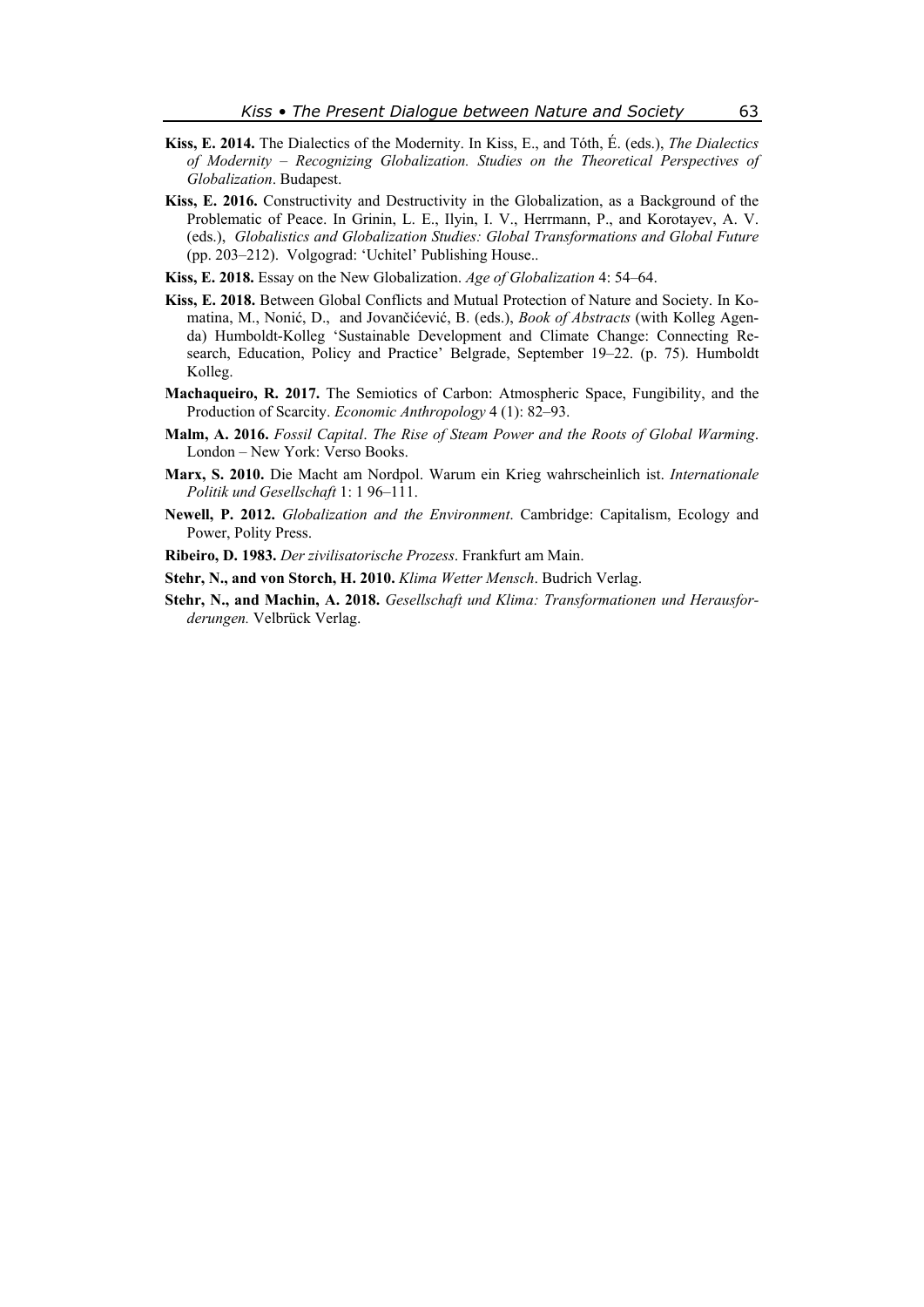**Kiss, E. 2014.** The Dialectics of the Modernity. In Kiss, E., and Tóth, É. (eds.), *The Dialectics of Modernity – Recognizing Globalization. Studies on the Theoretical Perspectives of Globalization*. Budapest.

**Kiss, E. 2016.** Constructivity and Destructivity in the Globalization, as a Background of the Problematic of Peace. In Grinin, L. E., Ilyin, I. V., Herrmann, P., and Korotayev, A. V. (eds.), *Globalistics and Globalization Studies: Global Transformations and Global Future* (pp. 203–212). Volgograd: 'Uchitel' Publishing House..

**Kiss, E. 2018.** Essay on the New Globalization. *Age of Globalization* 4: 54–64.

**Kiss, E. 2018.** Between Global Conflicts and Mutual Protection of Nature and Society. In Komatina, M., Nonić, D., and Jovančićević, B. (eds.), *Book of Abstracts* (with Kolleg Agenda) Humboldt-Kolleg 'Sustainable Development and Climate Change: Connecting Research, Education, Policy and Practice' Belgrade, September 19–22. (p. 75). Humboldt Kolleg.

**Machaqueiro, R. 2017.** The Semiotics of Carbon: Atmospheric Space, Fungibility, and the Production of Scarcity. *Economic Anthropology* 4 (1): 82–93.

**Malm, A. 2016.** *Fossil Capital*. *The Rise of Steam Power and the Roots of Global Warming*. London – New York: Verso Books.

**Marx, S. 2010.** Die Macht am Nordpol. Warum ein Krieg wahrscheinlich ist. *Internationale Politik und Gesellschaft* 1: 1 96–111.

**Newell, P. 2012.** *Globalization and the Environment*. Cambridge: Capitalism, Ecology and Power, Polity Press.

**Ribeiro, D. 1983.** *Der zivilisatorische Prozess*. Frankfurt am Main.

**Stehr, N., and von Storch, H. 2010.** *Klima Wetter Mensch*. Budrich Verlag.

**Stehr, N., and Machin, A. 2018.** *Gesellschaft und Klima: Transformationen und Herausforderungen.* Velbrück Verlag.